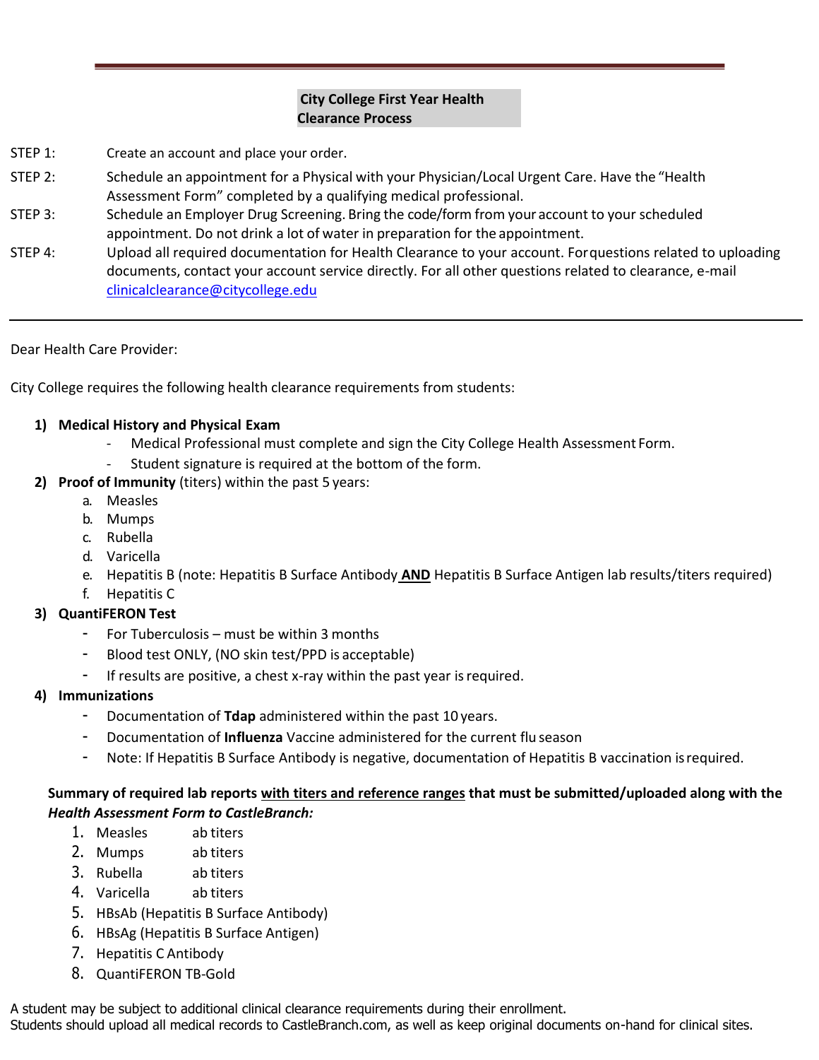## City College First Year Health Clearance Process

STEP 1: Create an account and place your order.

STEP 2: Schedule an appointment for a Physical with your Physician/Local Urgent Care. Have the "Health Assessment Form" completed by a qualifying medical professional.

STEP 3: Schedule an Employer Drug Screening. Bring the code/form from your account to your scheduled appointment. Do not drink a lot of water in preparation for the appointment.

STEP 4: Upload all required documentation for Health Clearance to your account. For questions related to uploading documents, contact your account service directly. For all other questions related to clearance, e-mail clinicalclearance@citycollege.edu

---

Dear Health Care Provider:

City College requires the following health clearance requirements from students:

1) **Medical History and Physical Exam**
   - Medical Professional must complete and sign the City College Health Assessment Form.
   - Student signature is required at the bottom of the form.
2) **Proof of Immunity** (titers) within the past 5 years:
   a. Measles
   b. Mumps
   c. Rubella
   d. Varicella
   e. Hepatitis B (note: Hepatitis B Surface Antibody **AND** Hepatitis B Surface Antigen lab results/titers required)
   f. Hepatitis C
3) **QuantiFERON Test**
   - For Tuberculosis – must be within 3 months
   - Blood test ONLY, (NO skin test/PPD is acceptable)
   - If results are positive, a chest x-ray within the past year is required.
4) **Immunizations**
   - Documentation of **Tdap** administered within the past 10 years.
   - Documentation of **Influenza** Vaccine administered for the current flu season
   - Note: If Hepatitis B Surface Antibody is negative, documentation of Hepatitis B vaccination is required.

**Summary of required lab reports with titers and reference ranges that must be submitted/uploaded along with the *Health Assessment Form to CastleBranch:***

1. Measles ab titers
2. Mumps ab titers
3. Rubella ab titers
4. Varicella ab titers
5. HBsAb (Hepatitis B Surface Antibody)
6. HBsAg (Hepatitis B Surface Antigen)
7. Hepatitis C Antibody
8. QuantiFERON TB-Gold

A student may be subject to additional clinical clearance requirements during their enrollment.
Students should upload all medical records to CastleBranch.com, as well as keep original documents on-hand for clinical sites.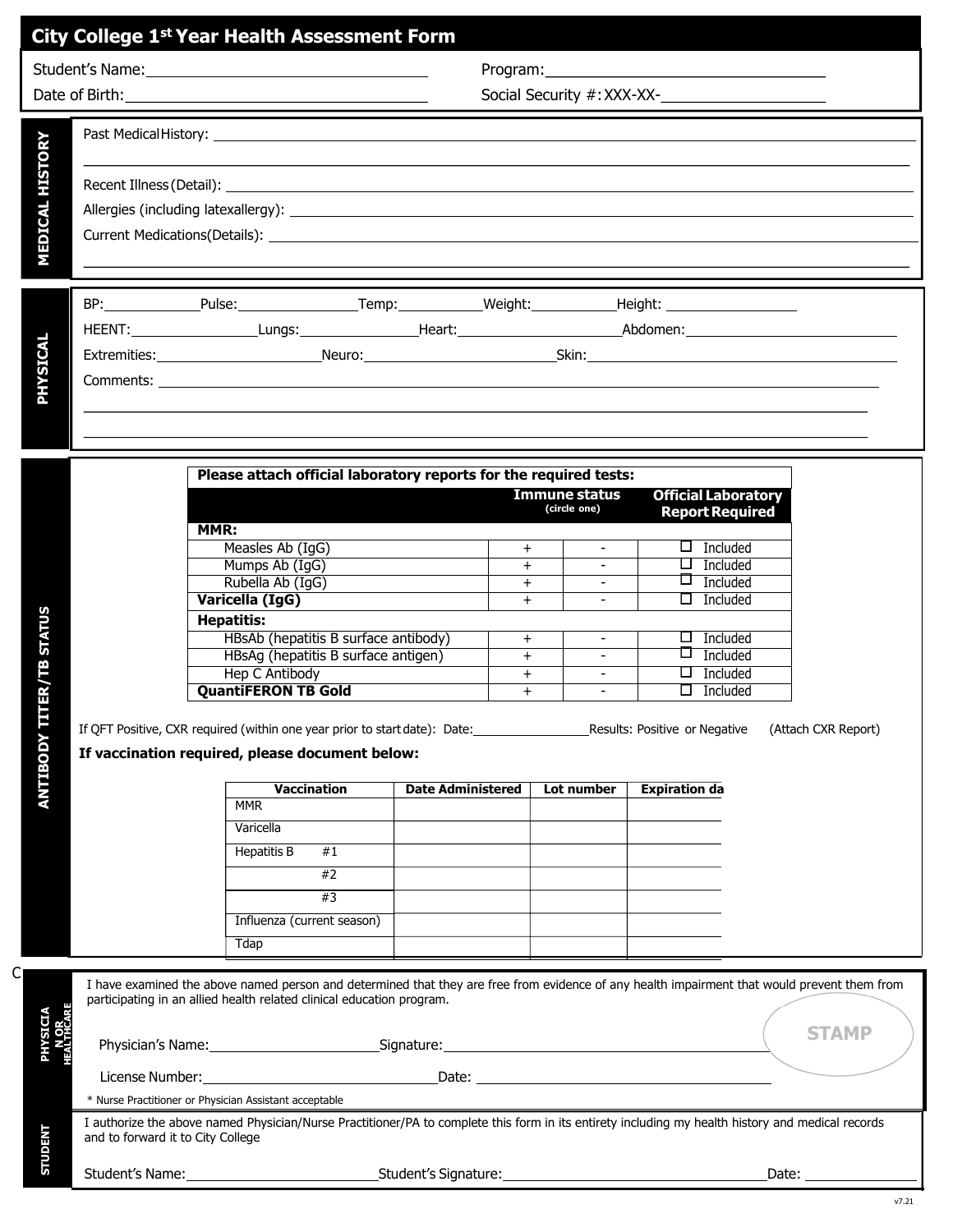# City College 1st Year Health Assessment Form

Student's Name: ______________________ Program: ______________________

Date of Birth: ______________________ Social Security #: XXX-XX-______________

## MEDICAL HISTORY

Past Medical History: ______________________

Recent Illness (Detail): ______________________

Allergies (including latex allergy): ______________________

Current Medications (Details): ______________________

## PHYSICAL

BP: ________ Pulse: ________ Temp: ________ Weight: ________ Height: ________

HEENT: ________ Lungs: ________ Heart: ________ Abdomen: ________

Extremities: ________ Neuro: ________ Skin: ________

Comments: ______________________

## ANTIBODY TITER/TB STATUS

**Please attach official laboratory reports for the required tests:**

| | Immune status (circle one) | | Official Laboratory Report Required |
|---|---|---|---|
| **MMR:** | | | |
| Measles Ab (IgG) | + | - | ☐ Included |
| Mumps Ab (IgG) | + | - | ☐ Included |
| Rubella Ab (IgG) | + | - | ☐ Included |
| **Varicella (IgG)** | + | - | ☐ Included |
| **Hepatitis:** | | | |
| HBsAb (hepatitis B surface antibody) | + | - | ☐ Included |
| HBsAg (hepatitis B surface antigen) | + | - | ☐ Included |
| Hep C Antibody | + | - | ☐ Included |
| **QuantiFERON TB Gold** | + | - | ☐ Included |

If QFT Positive, CXR required (within one year prior to start date): Date: ____________ Results: Positive or Negative (Attach CXR Report)

**If vaccination required, please document below:**

| Vaccination | Date Administered | Lot number | Expiration da |
|---|---|---|---|
| MMR | | | |
| Varicella | | | |
| Hepatitis B #1 | | | |
| #2 | | | |
| #3 | | | |
| Influenza (current season) | | | |
| Tdap | | | |

## PHYSICIAN OR HEALTHCARE

I have examined the above named person and determined that they are free from evidence of any health impairment that would prevent them from participating in an allied health related clinical education program.

Physician's Name: ____________ Signature: ______________________ STAMP

License Number: ____________ Date: ______________________

\* Nurse Practitioner or Physician Assistant acceptable

## STUDENT

I authorize the above named Physician/Nurse Practitioner/PA to complete this form in its entirety including my health history and medical records and to forward it to City College

Student's Name: ____________ Student's Signature: ______________________ Date: ____________

v7.21